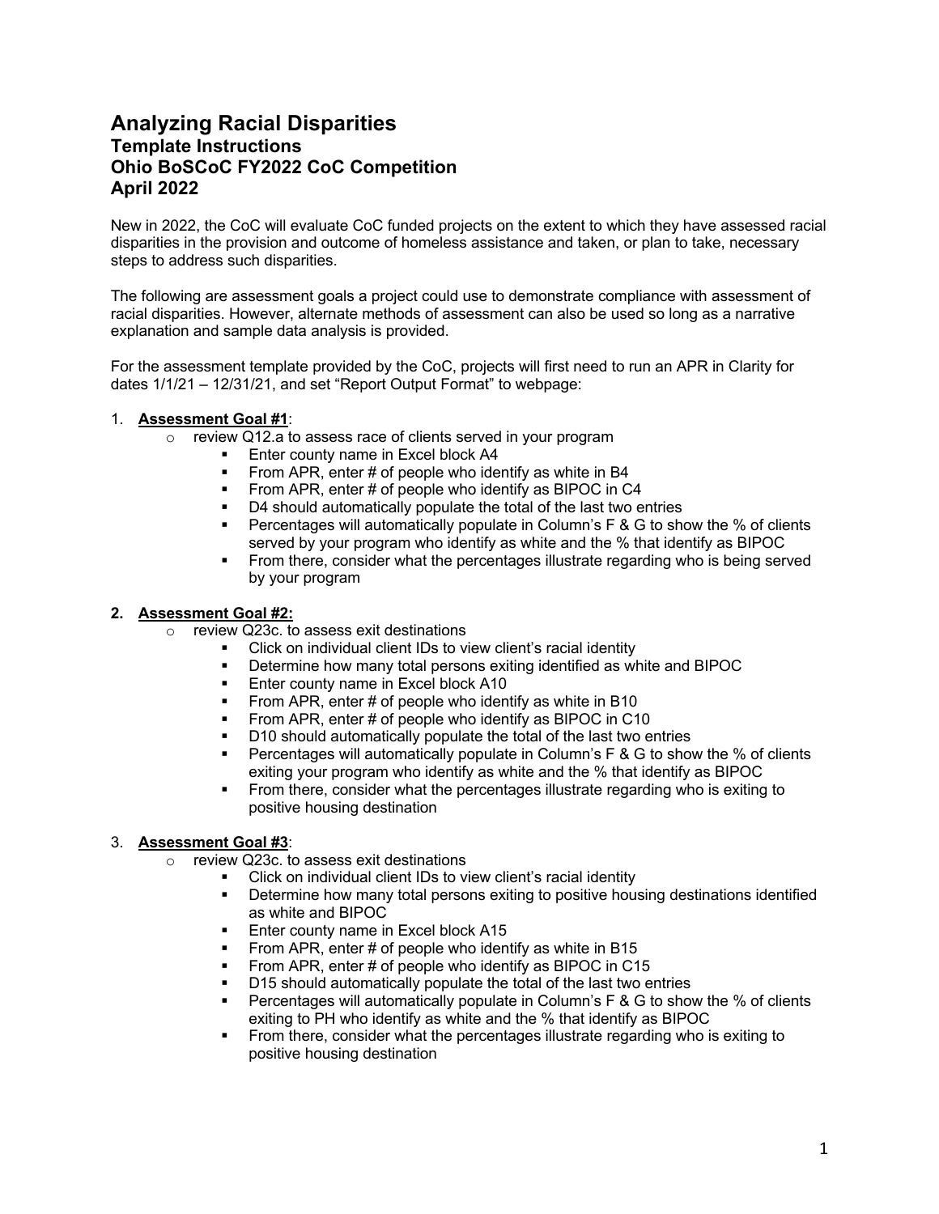# Analyzing Racial Disparities

## Template Instructions

## Ohio BoSCoC FY2022 CoC Competition

## April 2022

New in 2022, the CoC will evaluate CoC funded projects on the extent to which they have assessed racial disparities in the provision and outcome of homeless assistance and taken, or plan to take, necessary steps to address such disparities.

The following are assessment goals a project could use to demonstrate compliance with assessment of racial disparities. However, alternate methods of assessment can also be used so long as a narrative explanation and sample data analysis is provided.

For the assessment template provided by the CoC, projects will first need to run an APR in Clarity for dates 1/1/21 – 12/31/21, and set "Report Output Format" to webpage:

1. **Assessment Goal #1**:
   - review Q12.a to assess race of clients served in your program
     - Enter county name in Excel block A4
     - From APR, enter # of people who identify as white in B4
     - From APR, enter # of people who identify as BIPOC in C4
     - D4 should automatically populate the total of the last two entries
     - Percentages will automatically populate in Column's F & G to show the % of clients served by your program who identify as white and the % that identify as BIPOC
     - From there, consider what the percentages illustrate regarding who is being served by your program

2. **Assessment Goal #2:**
   - review Q23c. to assess exit destinations
     - Click on individual client IDs to view client's racial identity
     - Determine how many total persons exiting identified as white and BIPOC
     - Enter county name in Excel block A10
     - From APR, enter # of people who identify as white in B10
     - From APR, enter # of people who identify as BIPOC in C10
     - D10 should automatically populate the total of the last two entries
     - Percentages will automatically populate in Column's F & G to show the % of clients exiting your program who identify as white and the % that identify as BIPOC
     - From there, consider what the percentages illustrate regarding who is exiting to positive housing destination

3. **Assessment Goal #3**:
   - review Q23c. to assess exit destinations
     - Click on individual client IDs to view client's racial identity
     - Determine how many total persons exiting to positive housing destinations identified as white and BIPOC
     - Enter county name in Excel block A15
     - From APR, enter # of people who identify as white in B15
     - From APR, enter # of people who identify as BIPOC in C15
     - D15 should automatically populate the total of the last two entries
     - Percentages will automatically populate in Column's F & G to show the % of clients exiting to PH who identify as white and the % that identify as BIPOC
     - From there, consider what the percentages illustrate regarding who is exiting to positive housing destination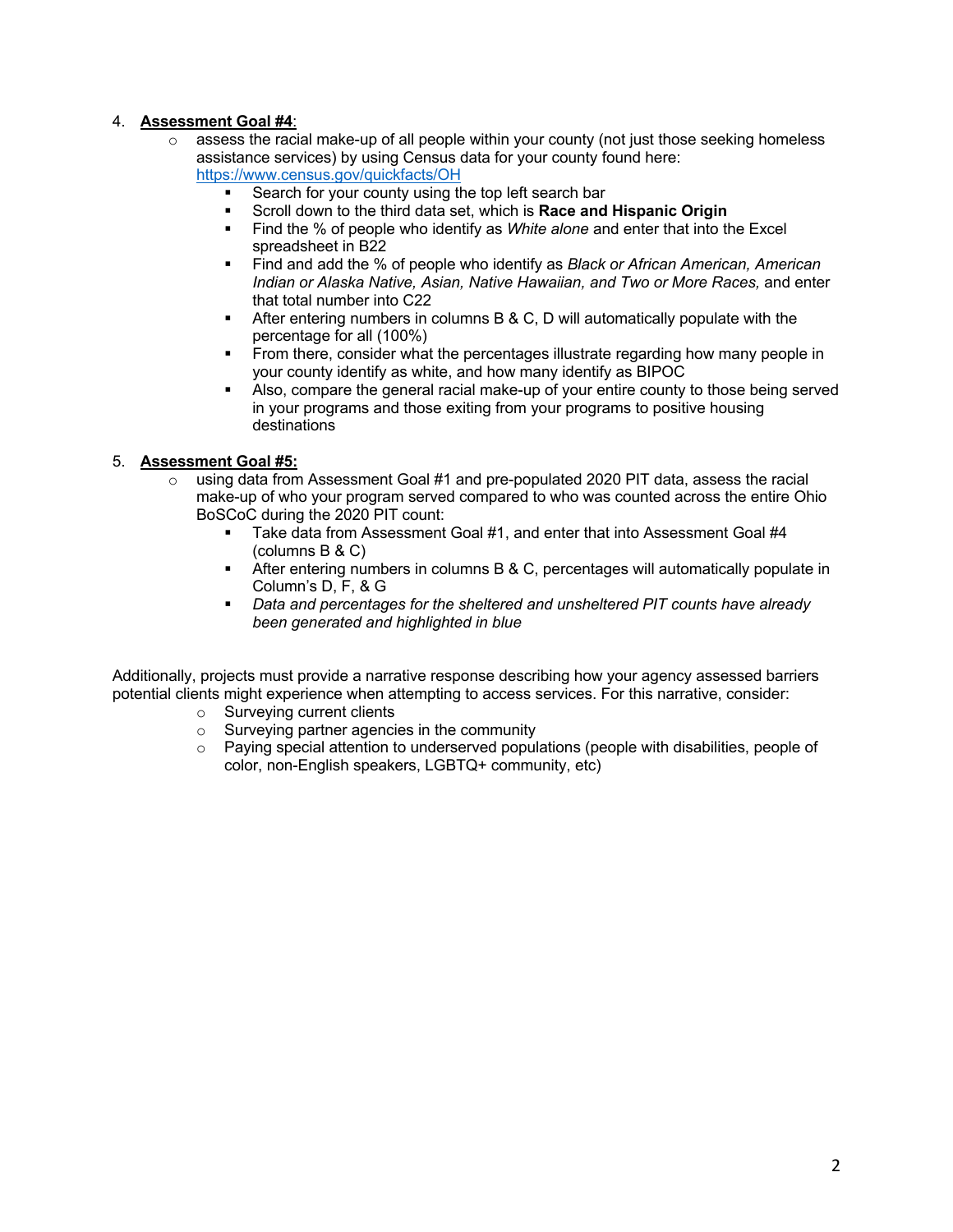4. **Assessment Goal #4**:
   - assess the racial make-up of all people within your county (not just those seeking homeless assistance services) by using Census data for your county found here: [https://www.census.gov/quickfacts/OH](https://www.census.gov/quickfacts/OH)
     - Search for your county using the top left search bar
     - Scroll down to the third data set, which is **Race and Hispanic Origin**
     - Find the % of people who identify as *White alone* and enter that into the Excel spreadsheet in B22
     - Find and add the % of people who identify as *Black or African American, American Indian or Alaska Native, Asian, Native Hawaiian, and Two or More Races,* and enter that total number into C22
     - After entering numbers in columns B & C, D will automatically populate with the percentage for all (100%)
     - From there, consider what the percentages illustrate regarding how many people in your county identify as white, and how many identify as BIPOC
     - Also, compare the general racial make-up of your entire county to those being served in your programs and those exiting from your programs to positive housing destinations

5. **Assessment Goal #5:**
   - using data from Assessment Goal #1 and pre-populated 2020 PIT data, assess the racial make-up of who your program served compared to who was counted across the entire Ohio BoSCoC during the 2020 PIT count:
     - Take data from Assessment Goal #1, and enter that into Assessment Goal #4 (columns B & C)
     - After entering numbers in columns B & C, percentages will automatically populate in Column's D, F, & G
     - *Data and percentages for the sheltered and unsheltered PIT counts have already been generated and highlighted in blue*

Additionally, projects must provide a narrative response describing how your agency assessed barriers potential clients might experience when attempting to access services. For this narrative, consider:

- Surveying current clients
- Surveying partner agencies in the community
- Paying special attention to underserved populations (people with disabilities, people of color, non-English speakers, LGBTQ+ community, etc)